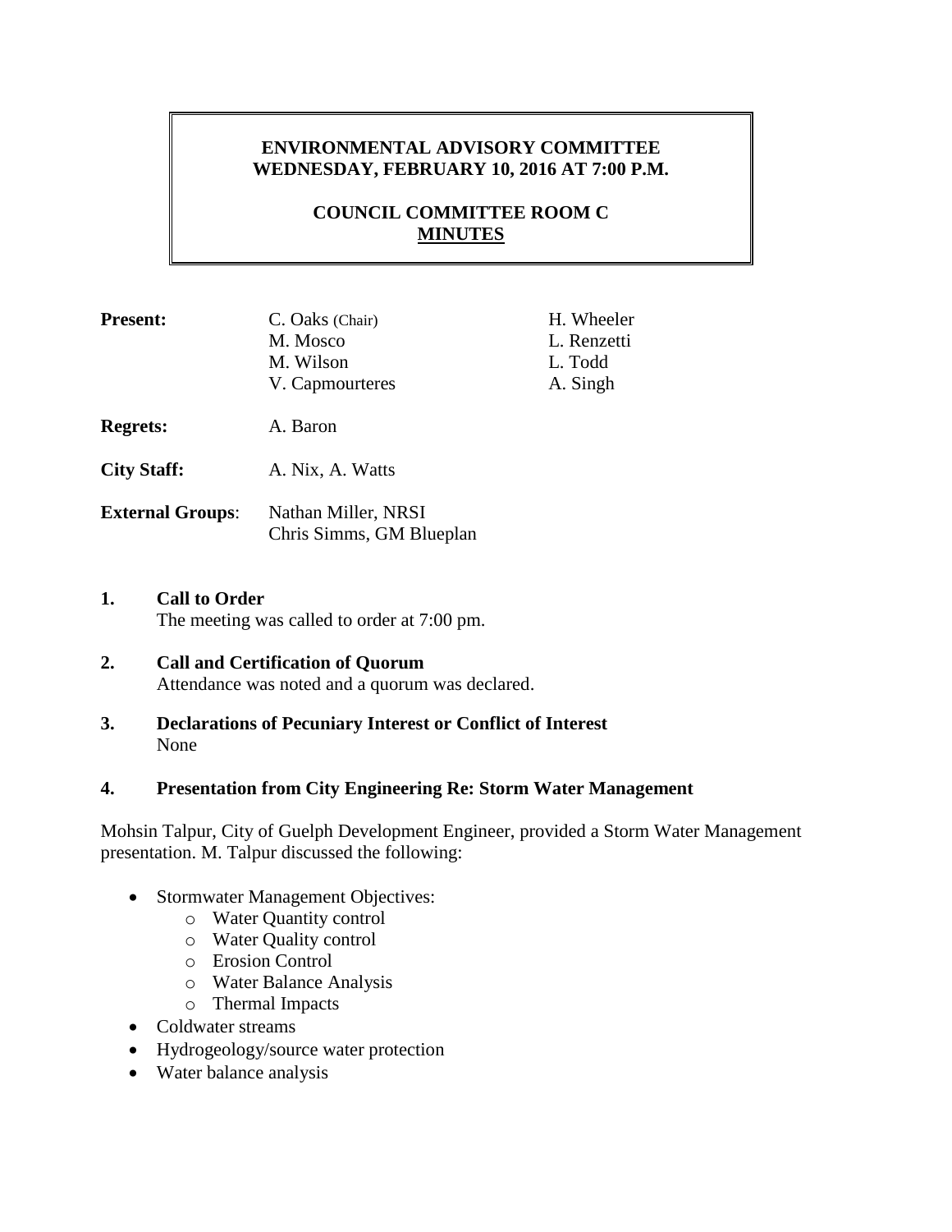# ENVIRONMENTAL ADVISORY COMMITTEE
## WEDNESDAY, FEBRUARY 10, 2016 AT 7:00 P.M.

## COUNCIL COMMITTEE ROOM C
## MINUTES

| | | |
|---|---|---|
| **Present:** | C. Oaks (Chair) | H. Wheeler |
| | M. Mosco | L. Renzetti |
| | M. Wilson | L. Todd |
| | V. Capmourteres | A. Singh |
| **Regrets:** | A. Baron | |
| **City Staff:** | A. Nix, A. Watts | |
| **External Groups:** | Nathan Miller, NRSI<br>Chris Simms, GM Blueplan | |

**1. Call to Order**
The meeting was called to order at 7:00 pm.

**2. Call and Certification of Quorum**
Attendance was noted and a quorum was declared.

**3. Declarations of Pecuniary Interest or Conflict of Interest**
None

**4. Presentation from City Engineering Re: Storm Water Management**

Mohsin Talpur, City of Guelph Development Engineer, provided a Storm Water Management presentation. M. Talpur discussed the following:

- Stormwater Management Objectives:
  - Water Quantity control
  - Water Quality control
  - Erosion Control
  - Water Balance Analysis
  - Thermal Impacts
- Coldwater streams
- Hydrogeology/source water protection
- Water balance analysis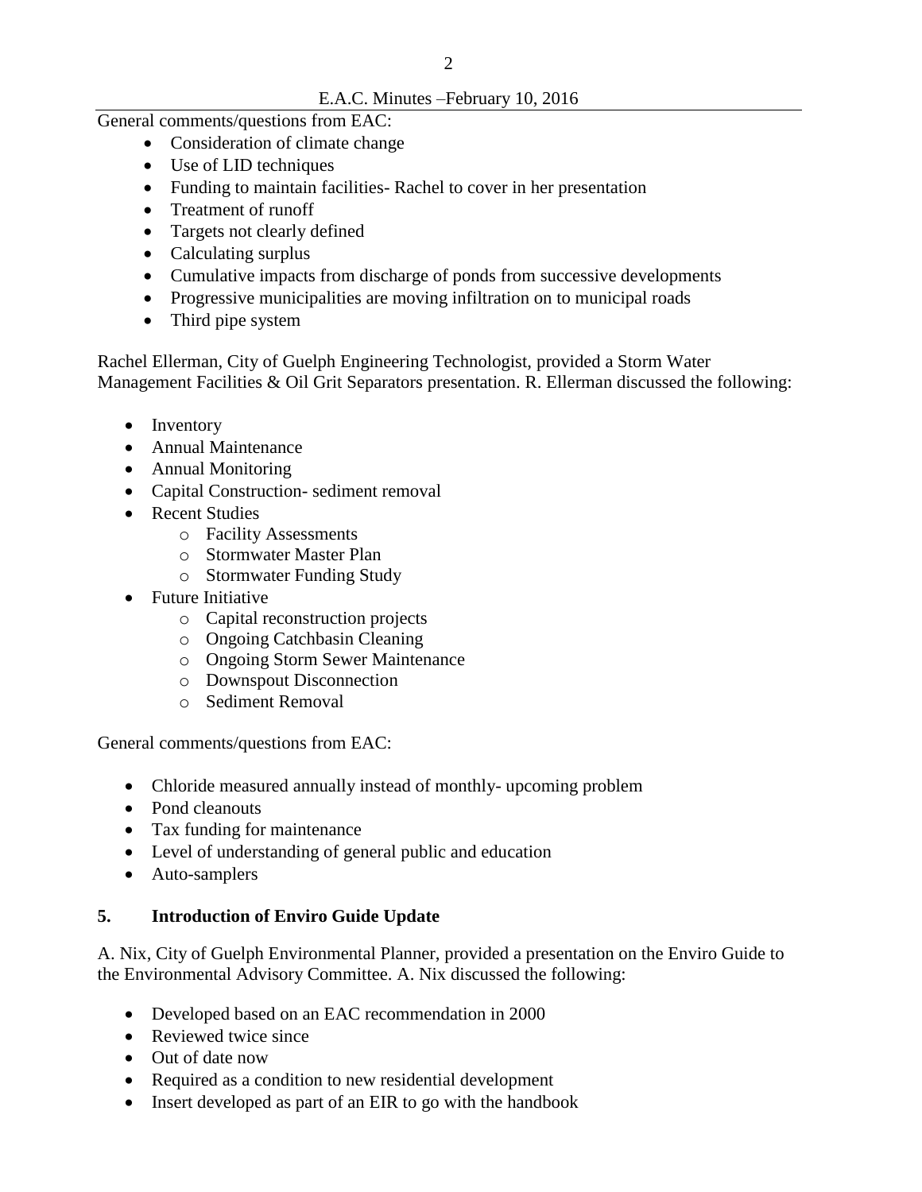General comments/questions from EAC:

- Consideration of climate change
- Use of LID techniques
- Funding to maintain facilities- Rachel to cover in her presentation
- Treatment of runoff
- Targets not clearly defined
- Calculating surplus
- Cumulative impacts from discharge of ponds from successive developments
- Progressive municipalities are moving infiltration on to municipal roads
- Third pipe system

Rachel Ellerman, City of Guelph Engineering Technologist, provided a Storm Water Management Facilities & Oil Grit Separators presentation. R. Ellerman discussed the following:

- Inventory
- Annual Maintenance
- Annual Monitoring
- Capital Construction- sediment removal
- Recent Studies
  - Facility Assessments
  - Stormwater Master Plan
  - Stormwater Funding Study
- Future Initiative
  - Capital reconstruction projects
  - Ongoing Catchbasin Cleaning
  - Ongoing Storm Sewer Maintenance
  - Downspout Disconnection
  - Sediment Removal

General comments/questions from EAC:

- Chloride measured annually instead of monthly- upcoming problem
- Pond cleanouts
- Tax funding for maintenance
- Level of understanding of general public and education
- Auto-samplers

**5. Introduction of Enviro Guide Update**

A. Nix, City of Guelph Environmental Planner, provided a presentation on the Enviro Guide to the Environmental Advisory Committee. A. Nix discussed the following:

- Developed based on an EAC recommendation in 2000
- Reviewed twice since
- Out of date now
- Required as a condition to new residential development
- Insert developed as part of an EIR to go with the handbook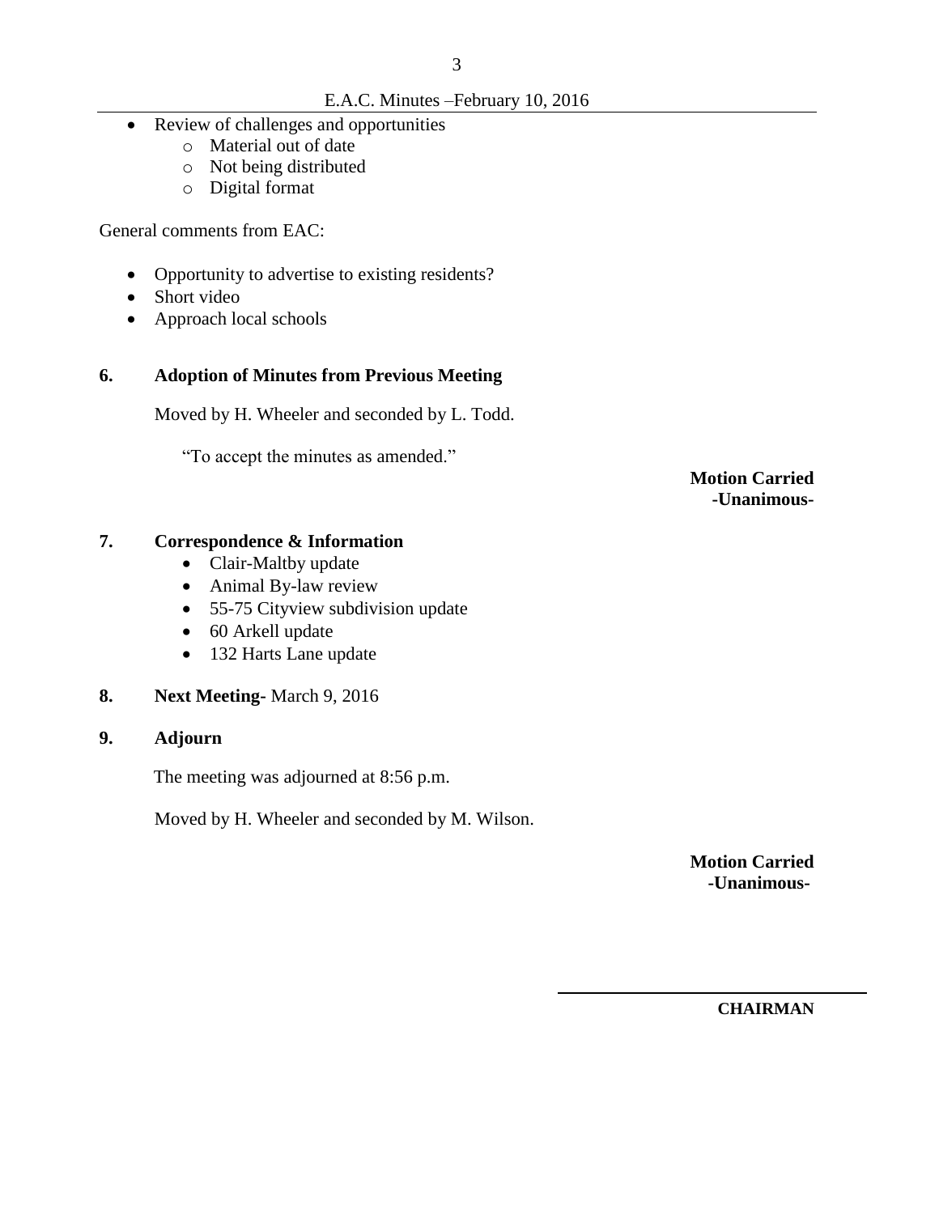- Review of challenges and opportunities
  - Material out of date
  - Not being distributed
  - Digital format

General comments from EAC:

- Opportunity to advertise to existing residents?
- Short video
- Approach local schools

## 6. Adoption of Minutes from Previous Meeting

Moved by H. Wheeler and seconded by L. Todd.

"To accept the minutes as amended."

**Motion Carried**
**-Unanimous-**

## 7. Correspondence & Information

- Clair-Maltby update
- Animal By-law review
- 55-75 Cityview subdivision update
- 60 Arkell update
- 132 Harts Lane update

## 8. Next Meeting- March 9, 2016

## 9. Adjourn

The meeting was adjourned at 8:56 p.m.

Moved by H. Wheeler and seconded by M. Wilson.

**Motion Carried**
**-Unanimous-**

**CHAIRMAN**